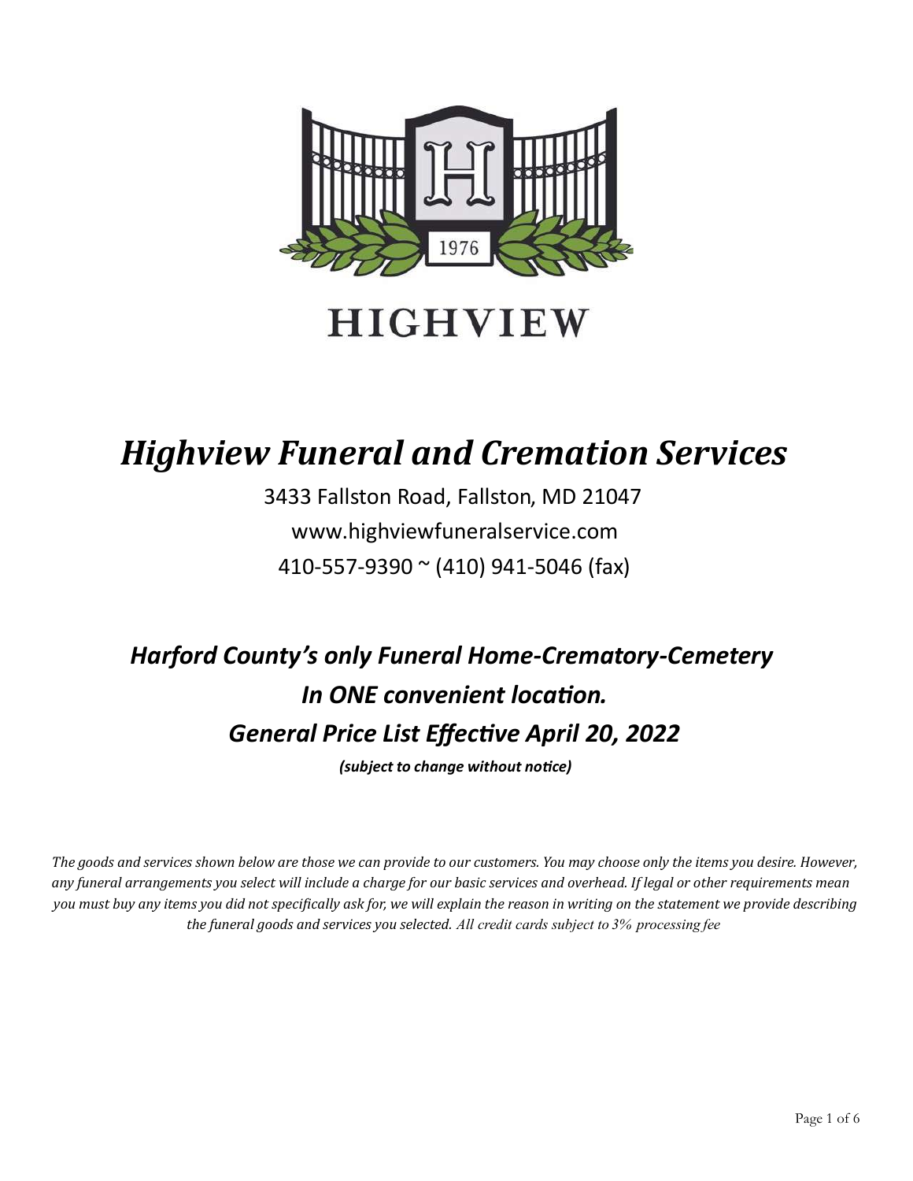HIGHVIEW

# *Highview Funeral and Cremation Services*

3433 Fallston Road, Fallston, MD 21047

www.highviewfuneralservice.com

410-557-9390 ~ (410) 941-5046 (fax)

## *Harford County's only Funeral Home-Crematory-Cemetery*

## *In ONE convenient location.*

## *General Price List Effective April 20, 2022*

***(subject to change without notice)***

*The goods and services shown below are those we can provide to our customers. You may choose only the items you desire. However, any funeral arrangements you select will include a charge for our basic services and overhead. If legal or other requirements mean you must buy any items you did not specifically ask for, we will explain the reason in writing on the statement we provide describing the funeral goods and services you selected. All credit cards subject to 3% processing fee*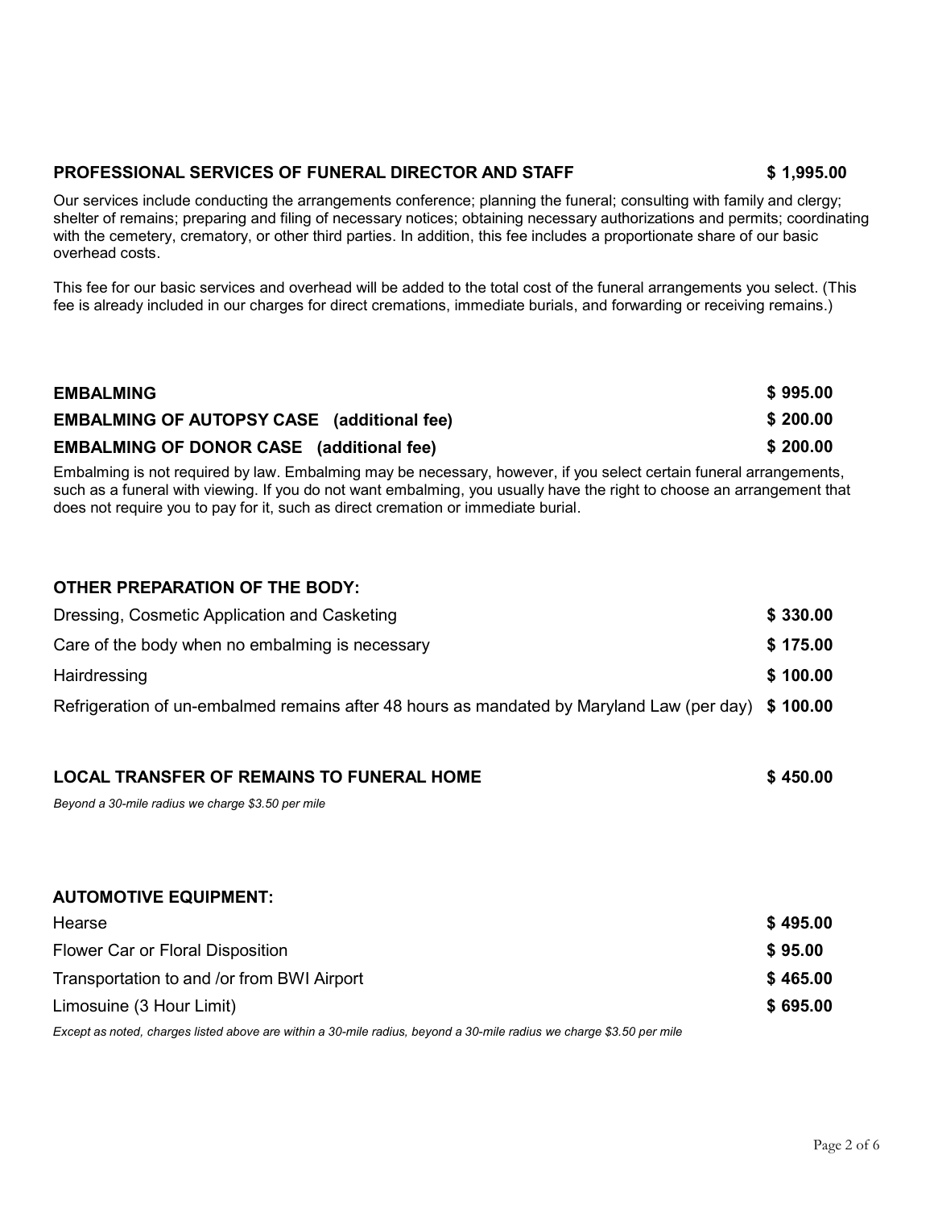**PROFESSIONAL SERVICES OF FUNERAL DIRECTOR AND STAFF** **$ 1,995.00**

Our services include conducting the arrangements conference; planning the funeral; consulting with family and clergy; shelter of remains; preparing and filing of necessary notices; obtaining necessary authorizations and permits; coordinating with the cemetery, crematory, or other third parties. In addition, this fee includes a proportionate share of our basic overhead costs.

This fee for our basic services and overhead will be added to the total cost of the funeral arrangements you select. (This fee is already included in our charges for direct cremations, immediate burials, and forwarding or receiving remains.)

| | |
|---|---|
| **EMBALMING** | **$ 995.00** |
| **EMBALMING OF AUTOPSY CASE (additional fee)** | **$ 200.00** |
| **EMBALMING OF DONOR CASE (additional fee)** | **$ 200.00** |

Embalming is not required by law. Embalming may be necessary, however, if you select certain funeral arrangements, such as a funeral with viewing. If you do not want embalming, you usually have the right to choose an arrangement that does not require you to pay for it, such as direct cremation or immediate burial.

**OTHER PREPARATION OF THE BODY:**

| | |
|---|---|
| Dressing, Cosmetic Application and Casketing | **$ 330.00** |
| Care of the body when no embalming is necessary | **$ 175.00** |
| Hairdressing | **$ 100.00** |
| Refrigeration of un-embalmed remains after 48 hours as mandated by Maryland Law (per day) | **$ 100.00** |

**LOCAL TRANSFER OF REMAINS TO FUNERAL HOME** **$ 450.00**

*Beyond a 30-mile radius we charge $3.50 per mile*

**AUTOMOTIVE EQUIPMENT:**

| | |
|---|---|
| Hearse | **$ 495.00** |
| Flower Car or Floral Disposition | **$ 95.00** |
| Transportation to and /or from BWI Airport | **$ 465.00** |
| Limosuine (3 Hour Limit) | **$ 695.00** |

*Except as noted, charges listed above are within a 30-mile radius, beyond a 30-mile radius we charge $3.50 per mile*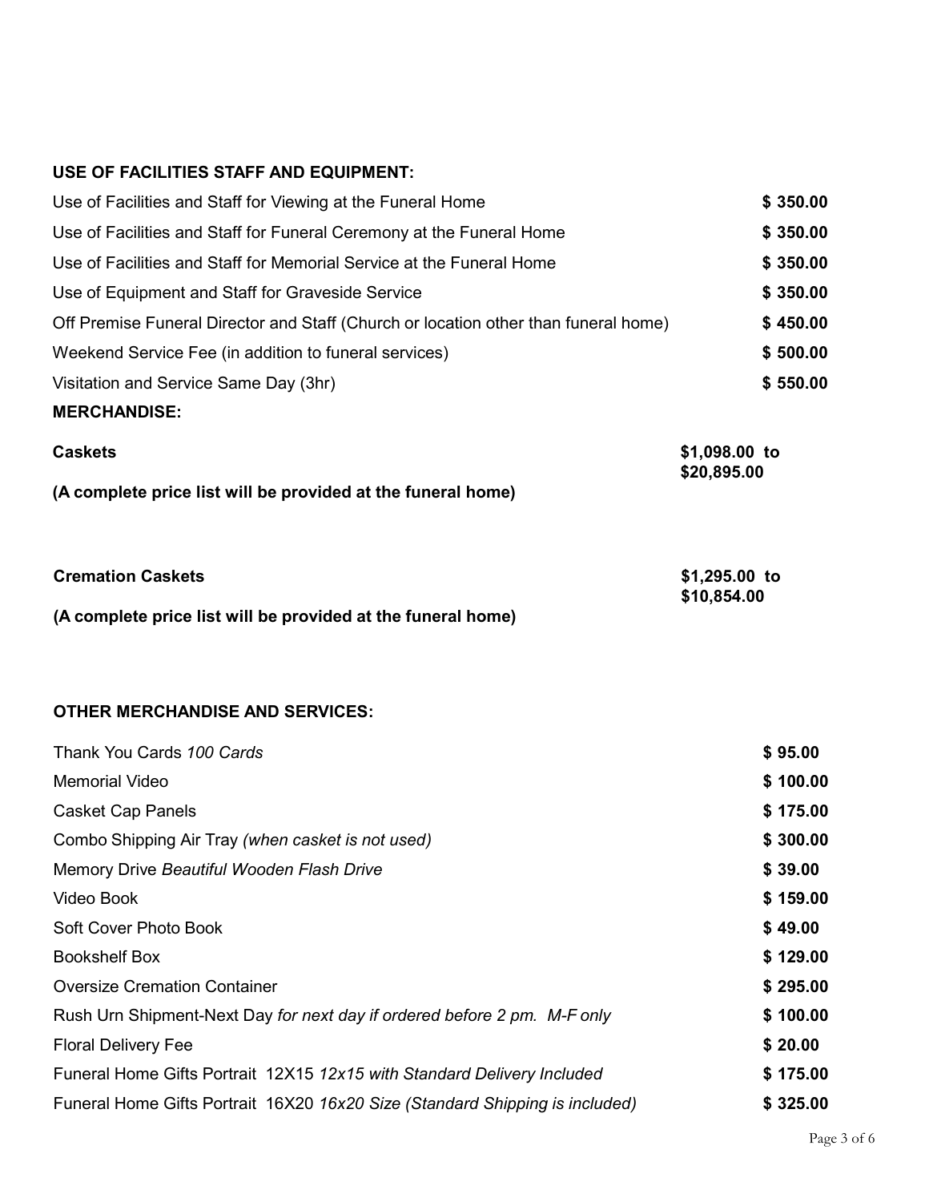**USE OF FACILITIES STAFF AND EQUIPMENT:**

| | |
|---|---|
| Use of Facilities and Staff for Viewing at the Funeral Home | **$ 350.00** |
| Use of Facilities and Staff for Funeral Ceremony at the Funeral Home | **$ 350.00** |
| Use of Facilities and Staff for Memorial Service at the Funeral Home | **$ 350.00** |
| Use of Equipment and Staff for Graveside Service | **$ 350.00** |
| Off Premise Funeral Director and Staff (Church or location other than funeral home) | **$ 450.00** |
| Weekend Service Fee (in addition to funeral services) | **$ 500.00** |
| Visitation and Service Same Day (3hr) | **$ 550.00** |

**MERCHANDISE:**

| | |
|---|---|
| **Caskets** | **$1,098.00 to $20,895.00** |
| **(A complete price list will be provided at the funeral home)** | |
| **Cremation Caskets** | **$1,295.00 to $10,854.00** |
| **(A complete price list will be provided at the funeral home)** | |

**OTHER MERCHANDISE AND SERVICES:**

| | |
|---|---|
| Thank You Cards *100 Cards* | **$ 95.00** |
| Memorial Video | **$ 100.00** |
| Casket Cap Panels | **$ 175.00** |
| Combo Shipping Air Tray *(when casket is not used)* | **$ 300.00** |
| Memory Drive *Beautiful Wooden Flash Drive* | **$ 39.00** |
| Video Book | **$ 159.00** |
| Soft Cover Photo Book | **$ 49.00** |
| Bookshelf Box | **$ 129.00** |
| Oversize Cremation Container | **$ 295.00** |
| Rush Urn Shipment-Next Day *for next day if ordered before 2 pm. M-F only* | **$ 100.00** |
| Floral Delivery Fee | **$ 20.00** |
| Funeral Home Gifts Portrait 12X15 *12x15 with Standard Delivery Included* | **$ 175.00** |
| Funeral Home Gifts Portrait 16X20 *16x20 Size (Standard Shipping is included)* | **$ 325.00** |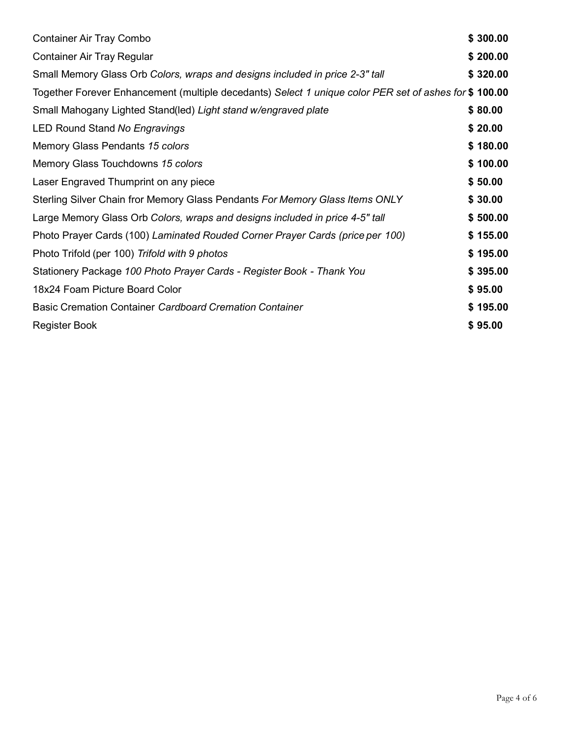| | |
|---|---|
| Container Air Tray Combo | $ 300.00 |
| Container Air Tray Regular | $ 200.00 |
| Small Memory Glass Orb *Colors, wraps and designs included in price 2-3" tall* | $ 320.00 |
| Together Forever Enhancement (multiple decedants) *Select 1 unique color PER set of ashes for* | $ 100.00 |
| Small Mahogany Lighted Stand(led) *Light stand w/engraved plate* | $ 80.00 |
| LED Round Stand *No Engravings* | $ 20.00 |
| Memory Glass Pendants *15 colors* | $ 180.00 |
| Memory Glass Touchdowns *15 colors* | $ 100.00 |
| Laser Engraved Thumprint on any piece | $ 50.00 |
| Sterling Silver Chain fror Memory Glass Pendants *For Memory Glass Items ONLY* | $ 30.00 |
| Large Memory Glass Orb *Colors, wraps and designs included in price 4-5" tall* | $ 500.00 |
| Photo Prayer Cards (100) *Laminated Rouded Corner Prayer Cards (price per 100)* | $ 155.00 |
| Photo Trifold (per 100) *Trifold with 9 photos* | $ 195.00 |
| Stationery Package *100 Photo Prayer Cards - Register Book - Thank You* | $ 395.00 |
| 18x24 Foam Picture Board Color | $ 95.00 |
| Basic Cremation Container *Cardboard Cremation Container* | $ 195.00 |
| Register Book | $ 95.00 |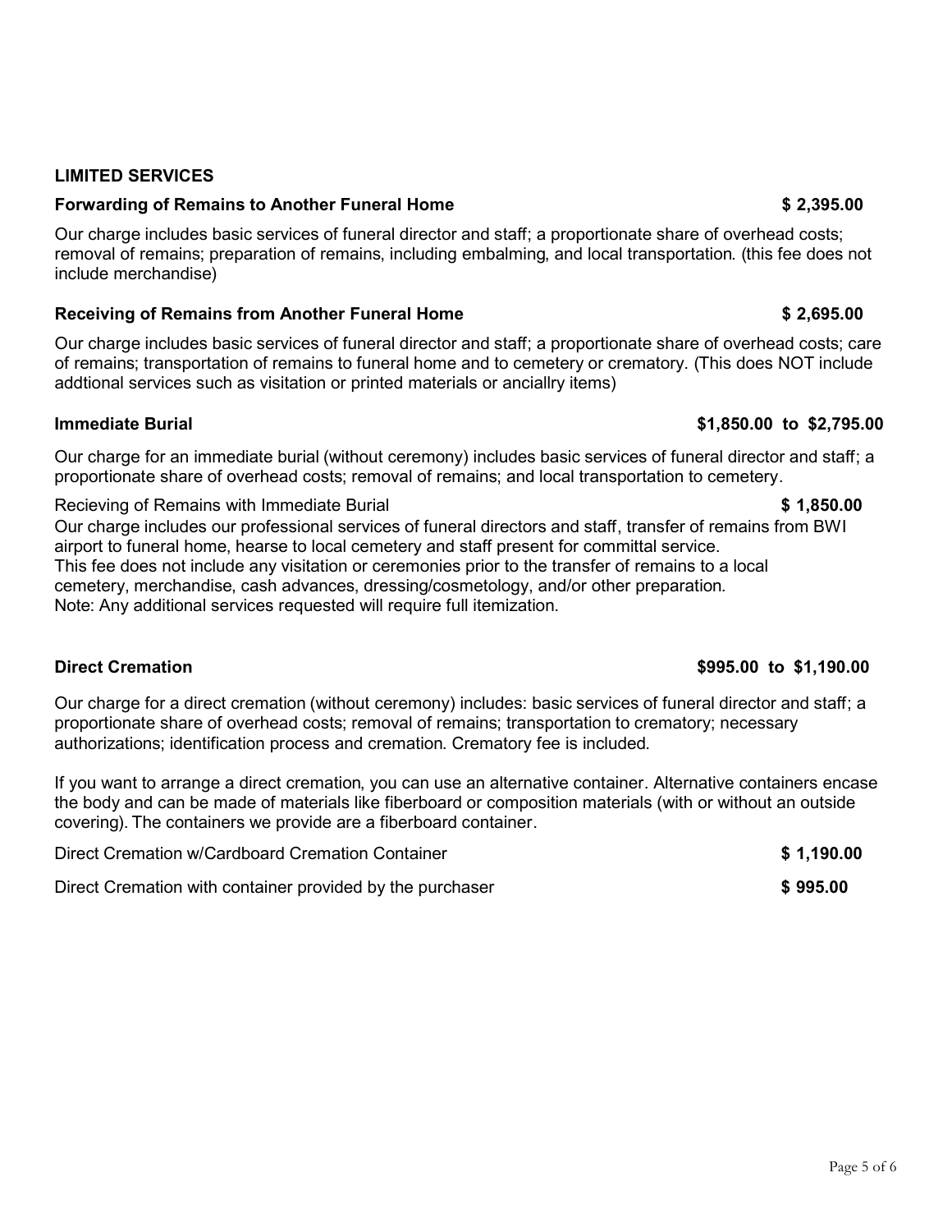## LIMITED SERVICES

**Forwarding of Remains to Another Funeral Home** **$ 2,395.00**

Our charge includes basic services of funeral director and staff; a proportionate share of overhead costs; removal of remains; preparation of remains, including embalming, and local transportation. (this fee does not include merchandise)

**Receiving of Remains from Another Funeral Home** **$ 2,695.00**

Our charge includes basic services of funeral director and staff; a proportionate share of overhead costs; care of remains; transportation of remains to funeral home and to cemetery or crematory. (This does NOT include addtional services such as visitation or printed materials or anciallry items)

**Immediate Burial** **$1,850.00 to $2,795.00**

Our charge for an immediate burial (without ceremony) includes basic services of funeral director and staff; a proportionate share of overhead costs; removal of remains; and local transportation to cemetery.

Recieving of Remains with Immediate Burial **$ 1,850.00**
Our charge includes our professional services of funeral directors and staff, transfer of remains from BWI airport to funeral home, hearse to local cemetery and staff present for committal service.
This fee does not include any visitation or ceremonies prior to the transfer of remains to a local cemetery, merchandise, cash advances, dressing/cosmetology, and/or other preparation.
Note: Any additional services requested will require full itemization.

**Direct Cremation** **$995.00 to $1,190.00**

Our charge for a direct cremation (without ceremony) includes: basic services of funeral director and staff; a proportionate share of overhead costs; removal of remains; transportation to crematory; necessary authorizations; identification process and cremation. Crematory fee is included.

If you want to arrange a direct cremation, you can use an alternative container. Alternative containers encase the body and can be made of materials like fiberboard or composition materials (with or without an outside covering). The containers we provide are a fiberboard container.

Direct Cremation w/Cardboard Cremation Container **$ 1,190.00**

Direct Cremation with container provided by the purchaser **$ 995.00**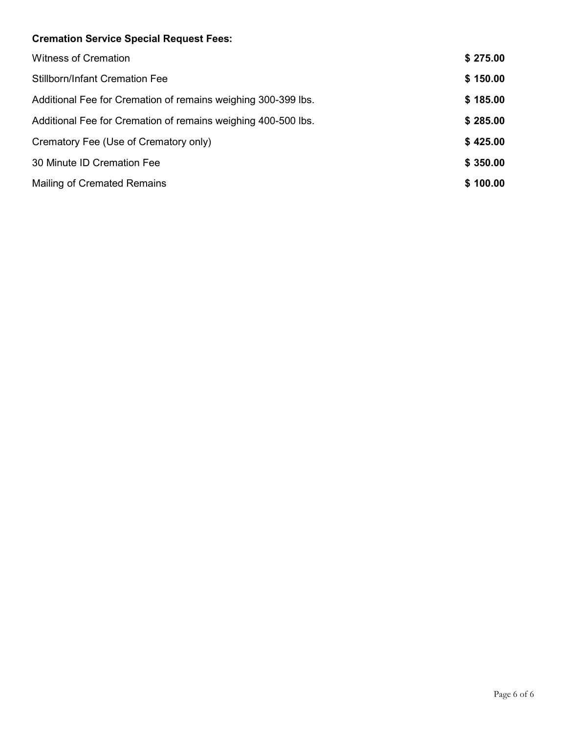**Cremation Service Special Request Fees:**

| | |
|---|---|
| Witness of Cremation | **$ 275.00** |
| Stillborn/Infant Cremation Fee | **$ 150.00** |
| Additional Fee for Cremation of remains weighing 300-399 lbs. | **$ 185.00** |
| Additional Fee for Cremation of remains weighing 400-500 lbs. | **$ 285.00** |
| Crematory Fee (Use of Crematory only) | **$ 425.00** |
| 30 Minute ID Cremation Fee | **$ 350.00** |
| Mailing of Cremated Remains | **$ 100.00** |